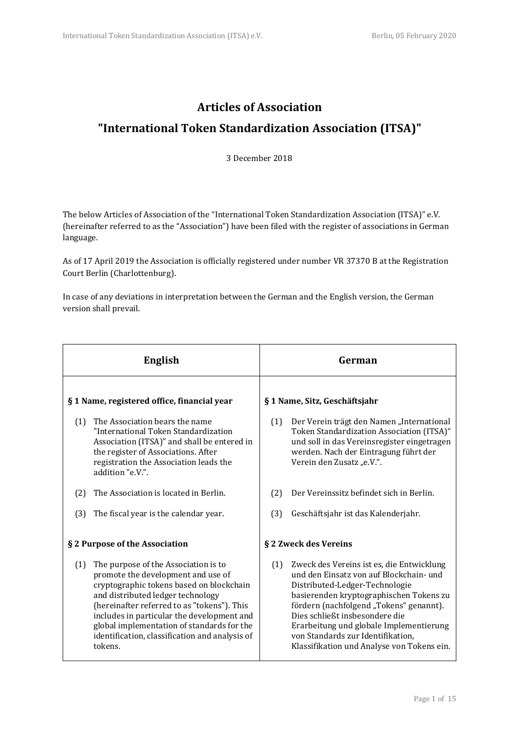# Articles of Association

# "International Token Standardization Association (ITSA)"

3 December 2018

The below Articles of Association of the "International Token Standardization Association (ITSA)" e.V. (hereinafter referred to as the "Association") have been filed with the register of associations in German language.

As of 17 April 2019 the Association is officially registered under number VR 37370 B at the Registration Court Berlin (Charlottenburg).

In case of any deviations in interpretation between the German and the English version, the German version shall prevail.

| English | German |
|---|---|
| **§ 1 Name, registered office, financial year** | **§ 1 Name, Sitz, Geschäftsjahr** |
| (1) The Association bears the name "International Token Standardization Association (ITSA)" and shall be entered in the register of Associations. After registration the Association leads the addition "e.V.". | (1) Der Verein trägt den Namen „International Token Standardization Association (ITSA)" und soll in das Vereinsregister eingetragen werden. Nach der Eintragung führt der Verein den Zusatz „e.V.". |
| (2) The Association is located in Berlin. | (2) Der Vereinssitz befindet sich in Berlin. |
| (3) The fiscal year is the calendar year. | (3) Geschäftsjahr ist das Kalenderjahr. |
| **§ 2 Purpose of the Association** | **§ 2 Zweck des Vereins** |
| (1) The purpose of the Association is to promote the development and use of cryptographic tokens based on blockchain and distributed ledger technology (hereinafter referred to as "tokens"). This includes in particular the development and global implementation of standards for the identification, classification and analysis of tokens. | (1) Zweck des Vereins ist es, die Entwicklung und den Einsatz von auf Blockchain- und Distributed-Ledger-Technologie basierenden kryptographischen Tokens zu fördern (nachfolgend „Tokens" genannt). Dies schließt insbesondere die Erarbeitung und globale Implementierung von Standards zur Identifikation, Klassifikation und Analyse von Tokens ein. |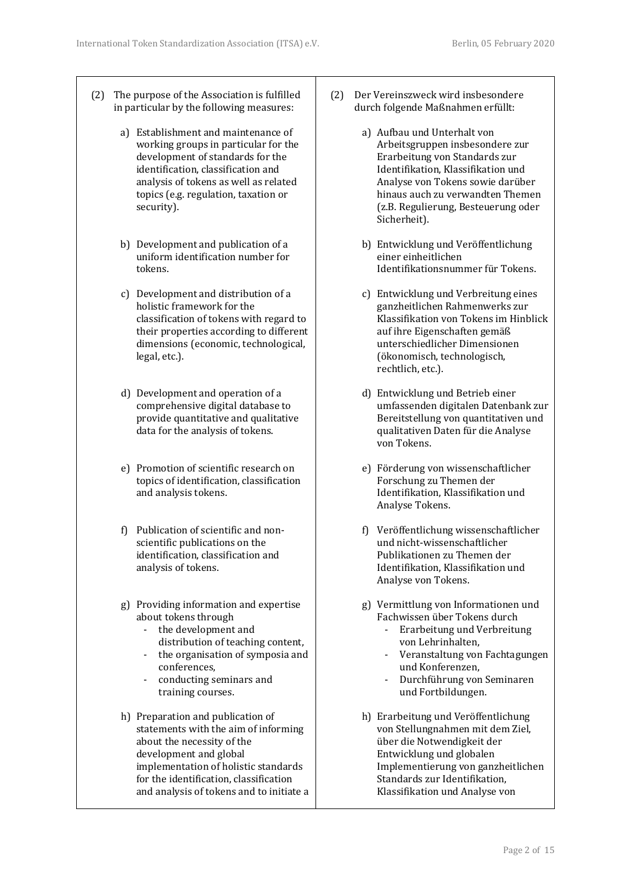| | |
|---|---|
| (2) The purpose of the Association is fulfilled in particular by the following measures: | (2) Der Vereinszweck wird insbesondere durch folgende Maßnahmen erfüllt: |
| a) Establishment and maintenance of working groups in particular for the development of standards for the identification, classification and analysis of tokens as well as related topics (e.g. regulation, taxation or security). | a) Aufbau und Unterhalt von Arbeitsgruppen insbesondere zur Erarbeitung von Standards zur Identifikation, Klassifikation und Analyse von Tokens sowie darüber hinaus auch zu verwandten Themen (z.B. Regulierung, Besteuerung oder Sicherheit). |
| b) Development and publication of a uniform identification number for tokens. | b) Entwicklung und Veröffentlichung einer einheitlichen Identifikationsnummer für Tokens. |
| c) Development and distribution of a holistic framework for the classification of tokens with regard to their properties according to different dimensions (economic, technological, legal, etc.). | c) Entwicklung und Verbreitung eines ganzheitlichen Rahmenwerks zur Klassifikation von Tokens im Hinblick auf ihre Eigenschaften gemäß unterschiedlicher Dimensionen (ökonomisch, technologisch, rechtlich, etc.). |
| d) Development and operation of a comprehensive digital database to provide quantitative and qualitative data for the analysis of tokens. | d) Entwicklung und Betrieb einer umfassenden digitalen Datenbank zur Bereitstellung von quantitativen und qualitativen Daten für die Analyse von Tokens. |
| e) Promotion of scientific research on topics of identification, classification and analysis tokens. | e) Förderung von wissenschaftlicher Forschung zu Themen der Identifikation, Klassifikation und Analyse Tokens. |
| f) Publication of scientific and non-scientific publications on the identification, classification and analysis of tokens. | f) Veröffentlichung wissenschaftlicher und nicht-wissenschaftlicher Publikationen zu Themen der Identifikation, Klassifikation und Analyse von Tokens. |
| g) Providing information and expertise about tokens through<br>- the development and distribution of teaching content,<br>- the organisation of symposia and conferences,<br>- conducting seminars and training courses. | g) Vermittlung von Informationen und Fachwissen über Tokens durch<br>- Erarbeitung und Verbreitung von Lehrinhalten,<br>- Veranstaltung von Fachtagungen und Konferenzen,<br>- Durchführung von Seminaren und Fortbildungen. |
| h) Preparation and publication of statements with the aim of informing about the necessity of the development and global implementation of holistic standards for the identification, classification and analysis of tokens and to initiate a | h) Erarbeitung und Veröffentlichung von Stellungnahmen mit dem Ziel, über die Notwendigkeit der Entwicklung und globalen Implementierung von ganzheitlichen Standards zur Identifikation, Klassifikation und Analyse von |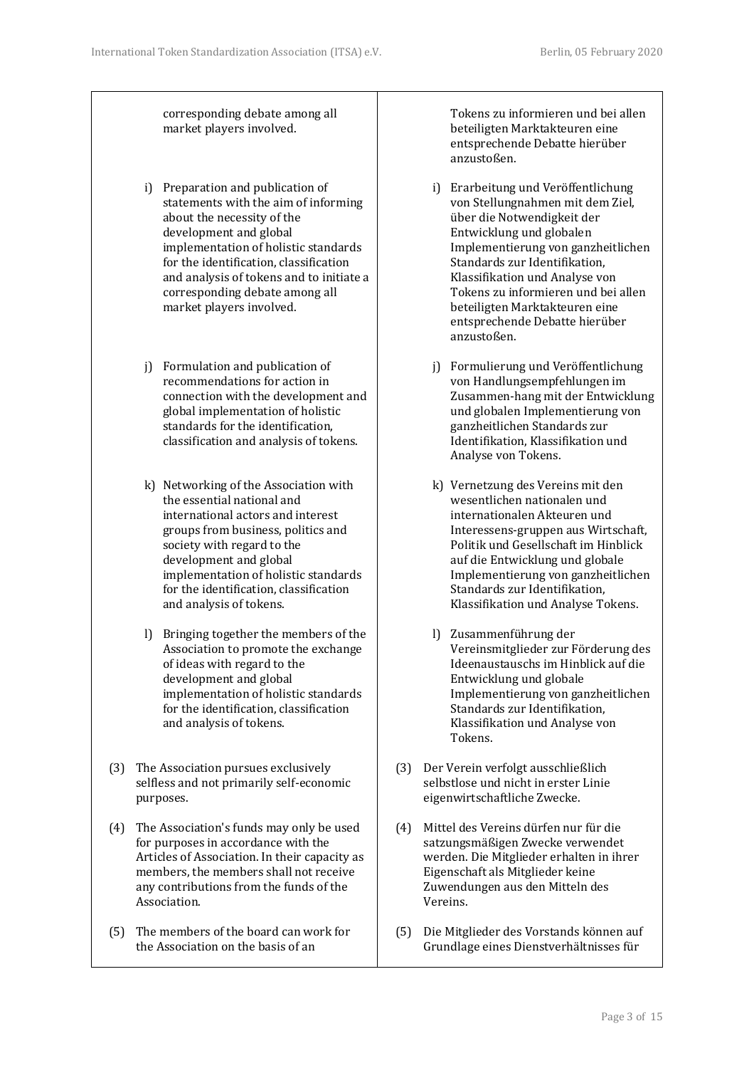| | |
|---|---|
| corresponding debate among all market players involved. | Tokens zu informieren und bei allen beteiligten Marktakteuren eine entsprechende Debatte hierüber anzustoßen. |
| i) Preparation and publication of statements with the aim of informing about the necessity of the development and global implementation of holistic standards for the identification, classification and analysis of tokens and to initiate a corresponding debate among all market players involved. | i) Erarbeitung und Veröffentlichung von Stellungnahmen mit dem Ziel, über die Notwendigkeit der Entwicklung und globalen Implementierung von ganzheitlichen Standards zur Identifikation, Klassifikation und Analyse von Tokens zu informieren und bei allen beteiligten Marktakteuren eine entsprechende Debatte hierüber anzustoßen. |
| j) Formulation and publication of recommendations for action in connection with the development and global implementation of holistic standards for the identification, classification and analysis of tokens. | j) Formulierung und Veröffentlichung von Handlungsempfehlungen im Zusammen-hang mit der Entwicklung und globalen Implementierung von ganzheitlichen Standards zur Identifikation, Klassifikation und Analyse von Tokens. |
| k) Networking of the Association with the essential national and international actors and interest groups from business, politics and society with regard to the development and global implementation of holistic standards for the identification, classification and analysis of tokens. | k) Vernetzung des Vereins mit den wesentlichen nationalen und internationalen Akteuren und Interessens-gruppen aus Wirtschaft, Politik und Gesellschaft im Hinblick auf die Entwicklung und globale Implementierung von ganzheitlichen Standards zur Identifikation, Klassifikation und Analyse Tokens. |
| l) Bringing together the members of the Association to promote the exchange of ideas with regard to the development and global implementation of holistic standards for the identification, classification and analysis of tokens. | l) Zusammenführung der Vereinsmitglieder zur Förderung des Ideenaustauschs im Hinblick auf die Entwicklung und globale Implementierung von ganzheitlichen Standards zur Identifikation, Klassifikation und Analyse von Tokens. |
| (3) The Association pursues exclusively selfless and not primarily self-economic purposes. | (3) Der Verein verfolgt ausschließlich selbstlose und nicht in erster Linie eigenwirtschaftliche Zwecke. |
| (4) The Association's funds may only be used for purposes in accordance with the Articles of Association. In their capacity as members, the members shall not receive any contributions from the funds of the Association. | (4) Mittel des Vereins dürfen nur für die satzungsmäßigen Zwecke verwendet werden. Die Mitglieder erhalten in ihrer Eigenschaft als Mitglieder keine Zuwendungen aus den Mitteln des Vereins. |
| (5) The members of the board can work for the Association on the basis of an | (5) Die Mitglieder des Vorstands können auf Grundlage eines Dienstverhältnisses für |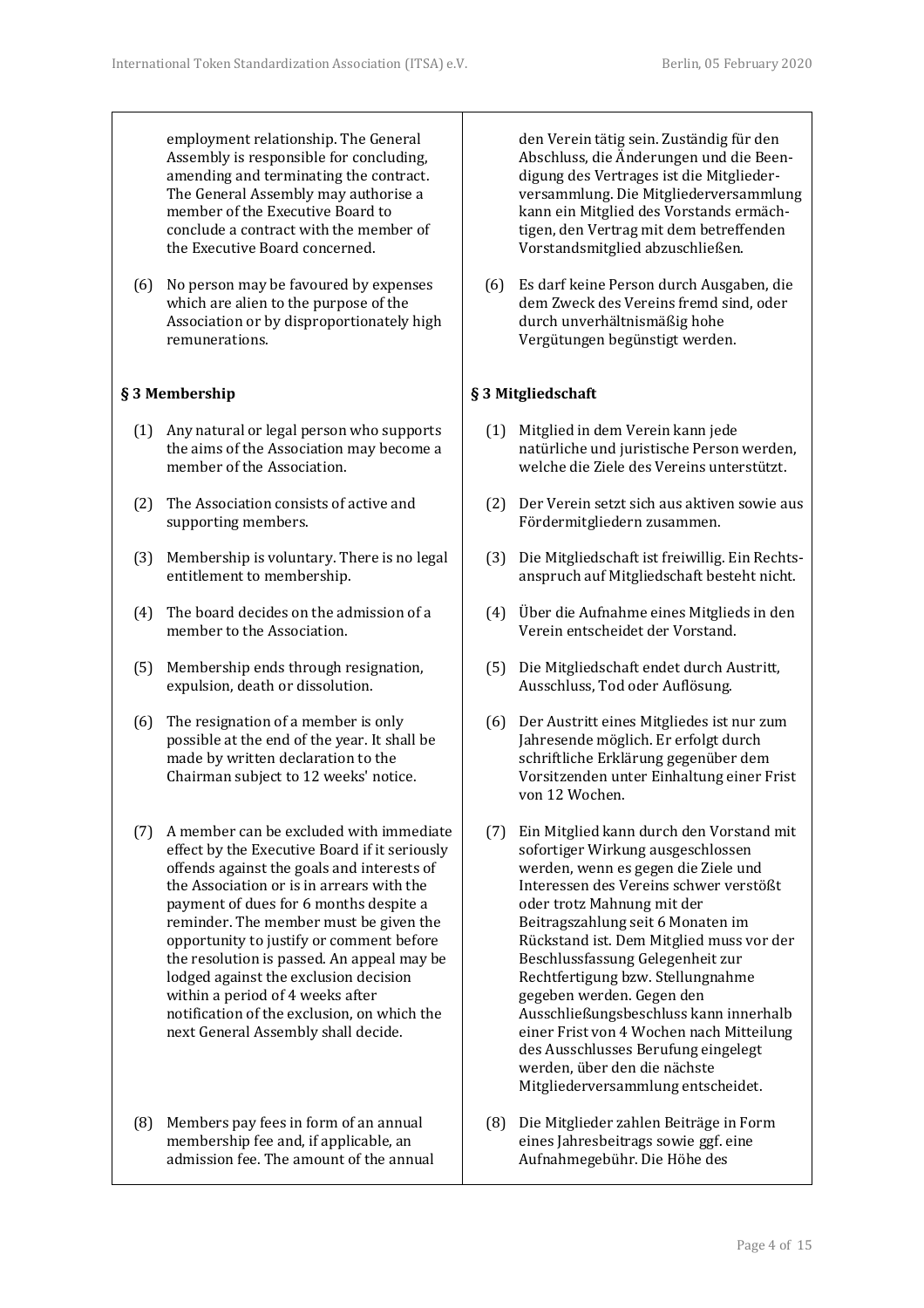employment relationship. The General Assembly is responsible for concluding, amending and terminating the contract. The General Assembly may authorise a member of the Executive Board to conclude a contract with the member of the Executive Board concerned.

(6) No person may be favoured by expenses which are alien to the purpose of the Association or by disproportionately high remunerations.

## § 3 Membership

(1) Any natural or legal person who supports the aims of the Association may become a member of the Association.

(2) The Association consists of active and supporting members.

(3) Membership is voluntary. There is no legal entitlement to membership.

(4) The board decides on the admission of a member to the Association.

(5) Membership ends through resignation, expulsion, death or dissolution.

(6) The resignation of a member is only possible at the end of the year. It shall be made by written declaration to the Chairman subject to 12 weeks' notice.

(7) A member can be excluded with immediate effect by the Executive Board if it seriously offends against the goals and interests of the Association or is in arrears with the payment of dues for 6 months despite a reminder. The member must be given the opportunity to justify or comment before the resolution is passed. An appeal may be lodged against the exclusion decision within a period of 4 weeks after notification of the exclusion, on which the next General Assembly shall decide.

(8) Members pay fees in form of an annual membership fee and, if applicable, an admission fee. The amount of the annual

---

den Verein tätig sein. Zuständig für den Abschluss, die Änderungen und die Beendigung des Vertrages ist die Mitgliederversammlung. Die Mitgliederversammlung kann ein Mitglied des Vorstands ermächtigen, den Vertrag mit dem betreffenden Vorstandsmitglied abzuschließen.

(6) Es darf keine Person durch Ausgaben, die dem Zweck des Vereins fremd sind, oder durch unverhältnismäßig hohe Vergütungen begünstigt werden.

## § 3 Mitgliedschaft

(1) Mitglied in dem Verein kann jede natürliche und juristische Person werden, welche die Ziele des Vereins unterstützt.

(2) Der Verein setzt sich aus aktiven sowie aus Fördermitgliedern zusammen.

(3) Die Mitgliedschaft ist freiwillig. Ein Rechtsanspruch auf Mitgliedschaft besteht nicht.

(4) Über die Aufnahme eines Mitglieds in den Verein entscheidet der Vorstand.

(5) Die Mitgliedschaft endet durch Austritt, Ausschluss, Tod oder Auflösung.

(6) Der Austritt eines Mitgliedes ist nur zum Jahresende möglich. Er erfolgt durch schriftliche Erklärung gegenüber dem Vorsitzenden unter Einhaltung einer Frist von 12 Wochen.

(7) Ein Mitglied kann durch den Vorstand mit sofortiger Wirkung ausgeschlossen werden, wenn es gegen die Ziele und Interessen des Vereins schwer verstößt oder trotz Mahnung mit der Beitragszahlung seit 6 Monaten im Rückstand ist. Dem Mitglied muss vor der Beschlussfassung Gelegenheit zur Rechtfertigung bzw. Stellungnahme gegeben werden. Gegen den Ausschließungsbeschluss kann innerhalb einer Frist von 4 Wochen nach Mitteilung des Ausschlusses Berufung eingelegt werden, über den die nächste Mitgliederversammlung entscheidet.

(8) Die Mitglieder zahlen Beiträge in Form eines Jahresbeitrags sowie ggf. eine Aufnahmegebühr. Die Höhe des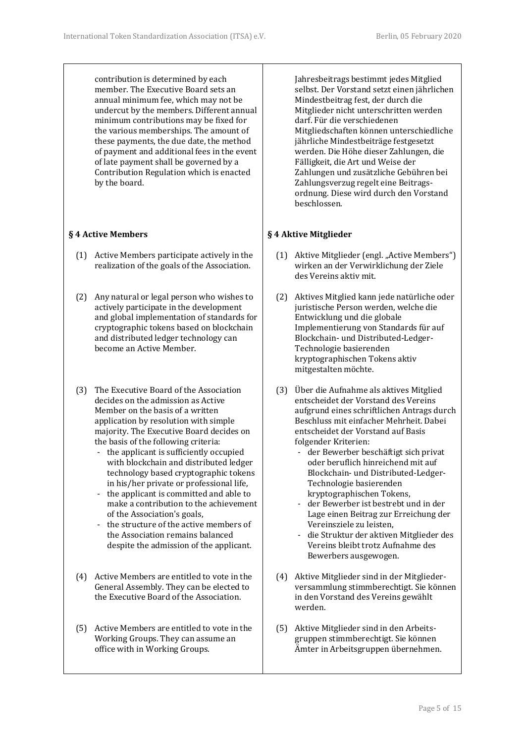contribution is determined by each member. The Executive Board sets an annual minimum fee, which may not be undercut by the members. Different annual minimum contributions may be fixed for the various memberships. The amount of these payments, the due date, the method of payment and additional fees in the event of late payment shall be governed by a Contribution Regulation which is enacted by the board.

Jahresbeitrags bestimmt jedes Mitglied selbst. Der Vorstand setzt einen jährlichen Mindestbeitrag fest, der durch die Mitglieder nicht unterschritten werden darf. Für die verschiedenen Mitgliedschaften können unterschiedliche jährliche Mindestbeiträge festgesetzt werden. Die Höhe dieser Zahlungen, die Fälligkeit, die Art und Weise der Zahlungen und zusätzliche Gebühren bei Zahlungsverzug regelt eine Beitrags-ordnung. Diese wird durch den Vorstand beschlossen.

### § 4 Active Members

(1) Active Members participate actively in the realization of the goals of the Association.

(2) Any natural or legal person who wishes to actively participate in the development and global implementation of standards for cryptographic tokens based on blockchain and distributed ledger technology can become an Active Member.

(3) The Executive Board of the Association decides on the admission as Active Member on the basis of a written application by resolution with simple majority. The Executive Board decides on the basis of the following criteria:
- the applicant is sufficiently occupied with blockchain and distributed ledger technology based cryptographic tokens in his/her private or professional life,
- the applicant is committed and able to make a contribution to the achievement of the Association's goals,
- the structure of the active members of the Association remains balanced despite the admission of the applicant.

(4) Active Members are entitled to vote in the General Assembly. They can be elected to the Executive Board of the Association.

(5) Active Members are entitled to vote in the Working Groups. They can assume an office with in Working Groups.

### § 4 Aktive Mitglieder

(1) Aktive Mitglieder (engl. „Active Members“) wirken an der Verwirklichung der Ziele des Vereins aktiv mit.

(2) Aktives Mitglied kann jede natürliche oder juristische Person werden, welche die Entwicklung und die globale Implementierung von Standards für auf Blockchain- und Distributed-Ledger-Technologie basierenden kryptographischen Tokens aktiv mitgestalten möchte.

(3) Über die Aufnahme als aktives Mitglied entscheidet der Vorstand des Vereins aufgrund eines schriftlichen Antrags durch Beschluss mit einfacher Mehrheit. Dabei entscheidet der Vorstand auf Basis folgender Kriterien:
- der Bewerber beschäftigt sich privat oder beruflich hinreichend mit auf Blockchain- und Distributed-Ledger-Technologie basierenden kryptographischen Tokens,
- der Bewerber ist bestrebt und in der Lage einen Beitrag zur Erreichung der Vereinsziele zu leisten,
- die Struktur der aktiven Mitglieder des Vereins bleibt trotz Aufnahme des Bewerbers ausgewogen.

(4) Aktive Mitglieder sind in der Mitglieder-versammlung stimmberechtigt. Sie können in den Vorstand des Vereins gewählt werden.

(5) Aktive Mitglieder sind in den Arbeits-gruppen stimmberechtigt. Sie können Ämter in Arbeitsgruppen übernehmen.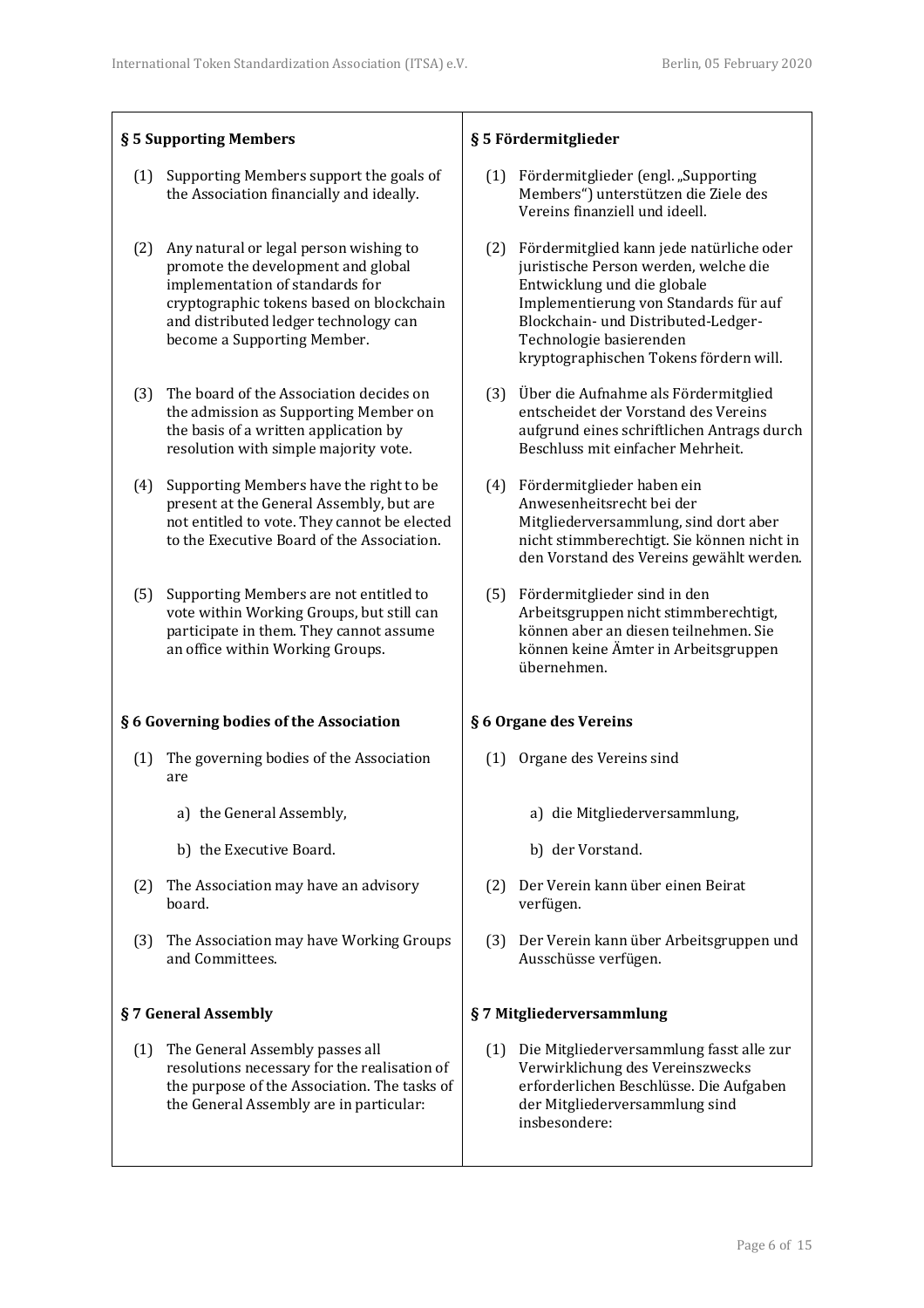| § 5 Supporting Members | § 5 Fördermitglieder |
|---|---|
| (1) Supporting Members support the goals of the Association financially and ideally. | (1) Fördermitglieder (engl. „Supporting Members") unterstützen die Ziele des Vereins finanziell und ideell. |
| (2) Any natural or legal person wishing to promote the development and global implementation of standards for cryptographic tokens based on blockchain and distributed ledger technology can become a Supporting Member. | (2) Fördermitglied kann jede natürliche oder juristische Person werden, welche die Entwicklung und die globale Implementierung von Standards für auf Blockchain- und Distributed-Ledger-Technologie basierenden kryptographischen Tokens fördern will. |
| (3) The board of the Association decides on the admission as Supporting Member on the basis of a written application by resolution with simple majority vote. | (3) Über die Aufnahme als Fördermitglied entscheidet der Vorstand des Vereins aufgrund eines schriftlichen Antrags durch Beschluss mit einfacher Mehrheit. |
| (4) Supporting Members have the right to be present at the General Assembly, but are not entitled to vote. They cannot be elected to the Executive Board of the Association. | (4) Fördermitglieder haben ein Anwesenheitsrecht bei der Mitgliederversammlung, sind dort aber nicht stimmberechtigt. Sie können nicht in den Vorstand des Vereins gewählt werden. |
| (5) Supporting Members are not entitled to vote within Working Groups, but still can participate in them. They cannot assume an office within Working Groups. | (5) Fördermitglieder sind in den Arbeitsgruppen nicht stimmberechtigt, können aber an diesen teilnehmen. Sie können keine Ämter in Arbeitsgruppen übernehmen. |
| **§ 6 Governing bodies of the Association** | **§ 6 Organe des Vereins** |
| (1) The governing bodies of the Association are | (1) Organe des Vereins sind |
| a) the General Assembly, | a) die Mitgliederversammlung, |
| b) the Executive Board. | b) der Vorstand. |
| (2) The Association may have an advisory board. | (2) Der Verein kann über einen Beirat verfügen. |
| (3) The Association may have Working Groups and Committees. | (3) Der Verein kann über Arbeitsgruppen und Ausschüsse verfügen. |
| **§ 7 General Assembly** | **§ 7 Mitgliederversammlung** |
| (1) The General Assembly passes all resolutions necessary for the realisation of the purpose of the Association. The tasks of the General Assembly are in particular: | (1) Die Mitgliederversammlung fasst alle zur Verwirklichung des Vereinszwecks erforderlichen Beschlüsse. Die Aufgaben der Mitgliederversammlung sind insbesondere: |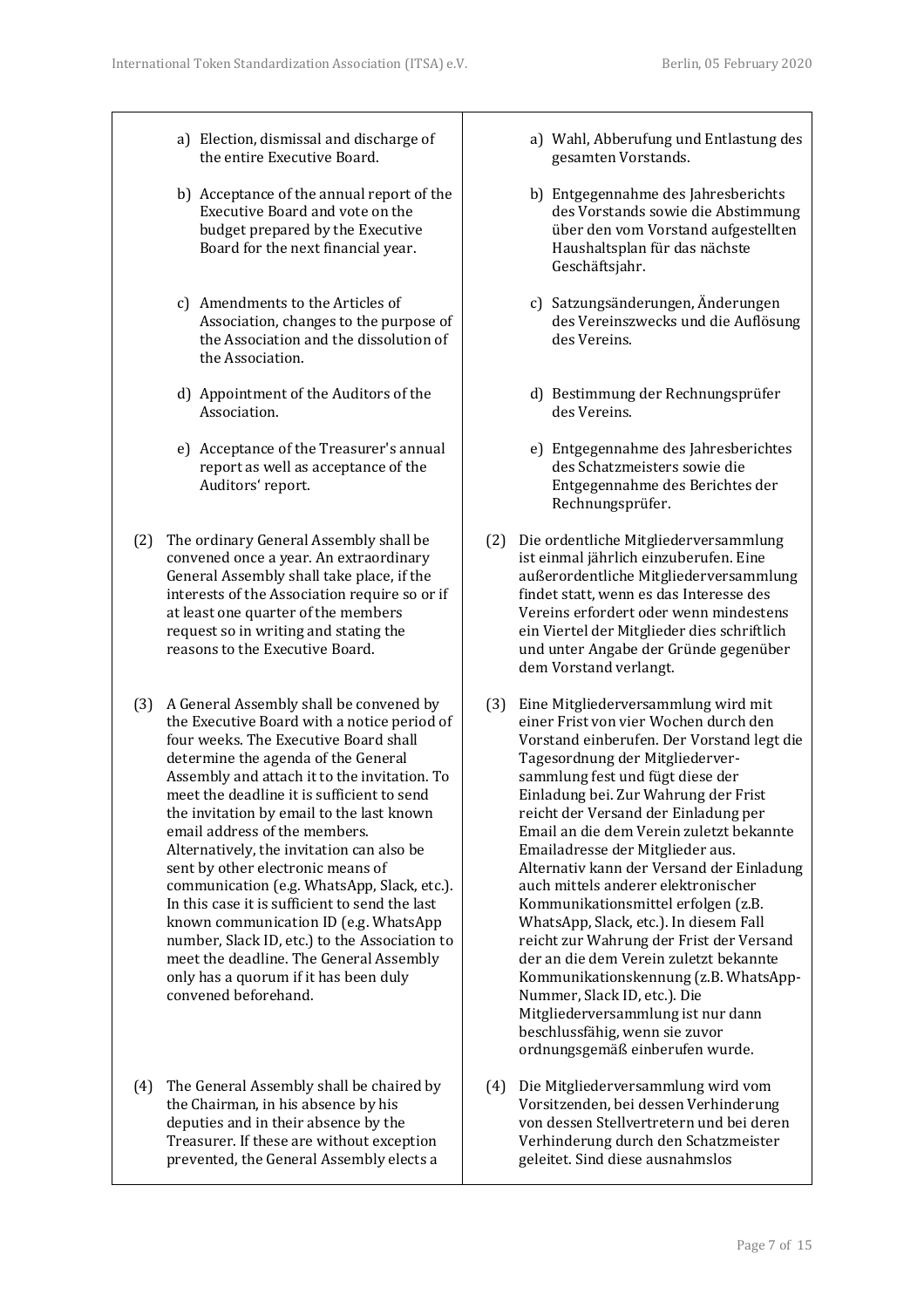| | |
|---|---|
| a) Election, dismissal and discharge of the entire Executive Board. | a) Wahl, Abberufung und Entlastung des gesamten Vorstands. |
| b) Acceptance of the annual report of the Executive Board and vote on the budget prepared by the Executive Board for the next financial year. | b) Entgegennahme des Jahresberichts des Vorstands sowie die Abstimmung über den vom Vorstand aufgestellten Haushaltsplan für das nächste Geschäftsjahr. |
| c) Amendments to the Articles of Association, changes to the purpose of the Association and the dissolution of the Association. | c) Satzungsänderungen, Änderungen des Vereinszwecks und die Auflösung des Vereins. |
| d) Appointment of the Auditors of the Association. | d) Bestimmung der Rechnungsprüfer des Vereins. |
| e) Acceptance of the Treasurer's annual report as well as acceptance of the Auditors' report. | e) Entgegennahme des Jahresberichtes des Schatzmeisters sowie die Entgegennahme des Berichtes der Rechnungsprüfer. |
| (2) The ordinary General Assembly shall be convened once a year. An extraordinary General Assembly shall take place, if the interests of the Association require so or if at least one quarter of the members request so in writing and stating the reasons to the Executive Board. | (2) Die ordentliche Mitgliederversammlung ist einmal jährlich einzuberufen. Eine außerordentliche Mitgliederversammlung findet statt, wenn es das Interesse des Vereins erfordert oder wenn mindestens ein Viertel der Mitglieder dies schriftlich und unter Angabe der Gründe gegenüber dem Vorstand verlangt. |
| (3) A General Assembly shall be convened by the Executive Board with a notice period of four weeks. The Executive Board shall determine the agenda of the General Assembly and attach it to the invitation. To meet the deadline it is sufficient to send the invitation by email to the last known email address of the members. Alternatively, the invitation can also be sent by other electronic means of communication (e.g. WhatsApp, Slack, etc.). In this case it is sufficient to send the last known communication ID (e.g. WhatsApp number, Slack ID, etc.) to the Association to meet the deadline. The General Assembly only has a quorum if it has been duly convened beforehand. | (3) Eine Mitgliederversammlung wird mit einer Frist von vier Wochen durch den Vorstand einberufen. Der Vorstand legt die Tagesordnung der Mitgliederversammlung fest und fügt diese der Einladung bei. Zur Wahrung der Frist reicht der Versand der Einladung per Email an die dem Verein zuletzt bekannte Emailadresse der Mitglieder aus. Alternativ kann der Versand der Einladung auch mittels anderer elektronischer Kommunikationsmittel erfolgen (z.B. WhatsApp, Slack, etc.). In diesem Fall reicht zur Wahrung der Frist der Versand der an die dem Verein zuletzt bekannte Kommunikationskennung (z.B. WhatsApp-Nummer, Slack ID, etc.). Die Mitgliederversammlung ist nur dann beschlussfähig, wenn sie zuvor ordnungsgemäß einberufen wurde. |
| (4) The General Assembly shall be chaired by the Chairman, in his absence by his deputies and in their absence by the Treasurer. If these are without exception prevented, the General Assembly elects a | (4) Die Mitgliederversammlung wird vom Vorsitzenden, bei dessen Verhinderung von dessen Stellvertretern und bei deren Verhinderung durch den Schatzmeister geleitet. Sind diese ausnahmslos |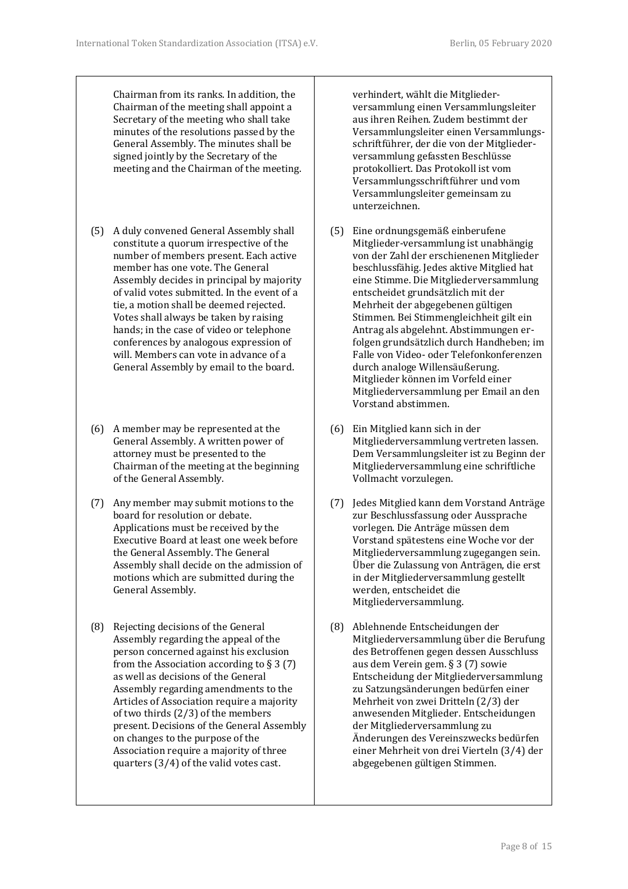Chairman from its ranks. In addition, the Chairman of the meeting shall appoint a Secretary of the meeting who shall take minutes of the resolutions passed by the General Assembly. The minutes shall be signed jointly by the Secretary of the meeting and the Chairman of the meeting.

verhindert, wählt die Mitgliederversammlung einen Versammlungsleiter aus ihren Reihen. Zudem bestimmt der Versammlungsleiter einen Versammlungsschriftführer, der die von der Mitgliederversammlung gefassten Beschlüsse protokolliert. Das Protokoll ist vom Versammlungsschriftführer und vom Versammlungsleiter gemeinsam zu unterzeichnen.

(5) A duly convened General Assembly shall constitute a quorum irrespective of the number of members present. Each active member has one vote. The General Assembly decides in principal by majority of valid votes submitted. In the event of a tie, a motion shall be deemed rejected. Votes shall always be taken by raising hands; in the case of video or telephone conferences by analogous expression of will. Members can vote in advance of a General Assembly by email to the board.

(5) Eine ordnungsgemäß einberufene Mitglieder-versammlung ist unabhängig von der Zahl der erschienenen Mitglieder beschlussfähig. Jedes aktive Mitglied hat eine Stimme. Die Mitgliederversammlung entscheidet grundsätzlich mit der Mehrheit der abgegebenen gültigen Stimmen. Bei Stimmengleichheit gilt ein Antrag als abgelehnt. Abstimmungen erfolgen grundsätzlich durch Handheben; im Falle von Video- oder Telefonkonferenzen durch analoge Willensäußerung. Mitglieder können im Vorfeld einer Mitgliederversammlung per Email an den Vorstand abstimmen.

(6) A member may be represented at the General Assembly. A written power of attorney must be presented to the Chairman of the meeting at the beginning of the General Assembly.

(6) Ein Mitglied kann sich in der Mitgliederversammlung vertreten lassen. Dem Versammlungsleiter ist zu Beginn der Mitgliederversammlung eine schriftliche Vollmacht vorzulegen.

(7) Any member may submit motions to the board for resolution or debate. Applications must be received by the Executive Board at least one week before the General Assembly. The General Assembly shall decide on the admission of motions which are submitted during the General Assembly.

(7) Jedes Mitglied kann dem Vorstand Anträge zur Beschlussfassung oder Aussprache vorlegen. Die Anträge müssen dem Vorstand spätestens eine Woche vor der Mitgliederversammlung zugegangen sein. Über die Zulassung von Anträgen, die erst in der Mitgliederversammlung gestellt werden, entscheidet die Mitgliederversammlung.

(8) Rejecting decisions of the General Assembly regarding the appeal of the person concerned against his exclusion from the Association according to § 3 (7) as well as decisions of the General Assembly regarding amendments to the Articles of Association require a majority of two thirds (2/3) of the members present. Decisions of the General Assembly on changes to the purpose of the Association require a majority of three quarters (3/4) of the valid votes cast.

(8) Ablehnende Entscheidungen der Mitgliederversammlung über die Berufung des Betroffenen gegen dessen Ausschluss aus dem Verein gem. § 3 (7) sowie Entscheidung der Mitgliederversammlung zu Satzungsänderungen bedürfen einer Mehrheit von zwei Dritteln (2/3) der anwesenden Mitglieder. Entscheidungen der Mitgliederversammlung zu Änderungen des Vereinszwecks bedürfen einer Mehrheit von drei Vierteln (3/4) der abgegebenen gültigen Stimmen.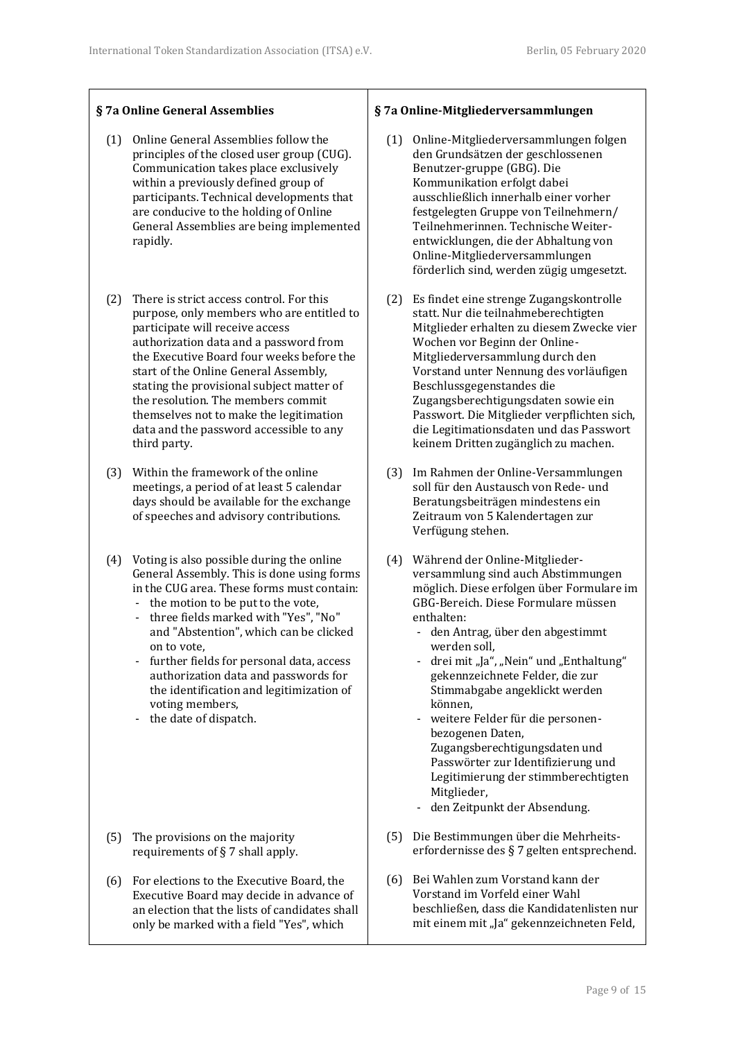| § 7a Online General Assemblies | § 7a Online-Mitgliederversammlungen |
| --- | --- |
| (1) Online General Assemblies follow the principles of the closed user group (CUG). Communication takes place exclusively within a previously defined group of participants. Technical developments that are conducive to the holding of Online General Assemblies are being implemented rapidly. | (1) Online-Mitgliederversammlungen folgen den Grundsätzen der geschlossenen Benutzer-gruppe (GBG). Die Kommunikation erfolgt dabei ausschließlich innerhalb einer vorher festgelegten Gruppe von Teilnehmern/ Teilnehmerinnen. Technische Weiter-entwicklungen, die der Abhaltung von Online-Mitgliederversammlungen förderlich sind, werden zügig umgesetzt. |
| (2) There is strict access control. For this purpose, only members who are entitled to participate will receive access authorization data and a password from the Executive Board four weeks before the start of the Online General Assembly, stating the provisional subject matter of the resolution. The members commit themselves not to make the legitimation data and the password accessible to any third party. | (2) Es findet eine strenge Zugangskontrolle statt. Nur die teilnahmeberechtigten Mitglieder erhalten zu diesem Zwecke vier Wochen vor Beginn der Online-Mitgliederversammlung durch den Vorstand unter Nennung des vorläufigen Beschlussgegenstandes die Zugangsberechtigungsdaten sowie ein Passwort. Die Mitglieder verpflichten sich, die Legitimationsdaten und das Passwort keinem Dritten zugänglich zu machen. |
| (3) Within the framework of the online meetings, a period of at least 5 calendar days should be available for the exchange of speeches and advisory contributions. | (3) Im Rahmen der Online-Versammlungen soll für den Austausch von Rede- und Beratungsbeiträgen mindestens ein Zeitraum von 5 Kalendertagen zur Verfügung stehen. |
| (4) Voting is also possible during the online General Assembly. This is done using forms in the CUG area. These forms must contain:<br>- the motion to be put to the vote,<br>- three fields marked with "Yes", "No" and "Abstention", which can be clicked on to vote,<br>- further fields for personal data, access authorization data and passwords for the identification and legitimization of voting members,<br>- the date of dispatch. | (4) Während der Online-Mitglieder-versammlung sind auch Abstimmungen möglich. Diese erfolgen über Formulare im GBG-Bereich. Diese Formulare müssen enthalten:<br>- den Antrag, über den abgestimmt werden soll,<br>- drei mit „Ja", „Nein" und „Enthaltung" gekennzeichnete Felder, die zur Stimmabgabe angeklickt werden können,<br>- weitere Felder für die personen-bezogenen Daten, Zugangsberechtigungsdaten und Passwörter zur Identifizierung und Legitimierung der stimmberechtigten Mitglieder,<br>- den Zeitpunkt der Absendung. |
| (5) The provisions on the majority requirements of § 7 shall apply. | (5) Die Bestimmungen über die Mehrheits-erfordernisse des § 7 gelten entsprechend. |
| (6) For elections to the Executive Board, the Executive Board may decide in advance of an election that the lists of candidates shall only be marked with a field "Yes", which | (6) Bei Wahlen zum Vorstand kann der Vorstand im Vorfeld einer Wahl beschließen, dass die Kandidatenlisten nur mit einem mit „Ja" gekennzeichneten Feld, |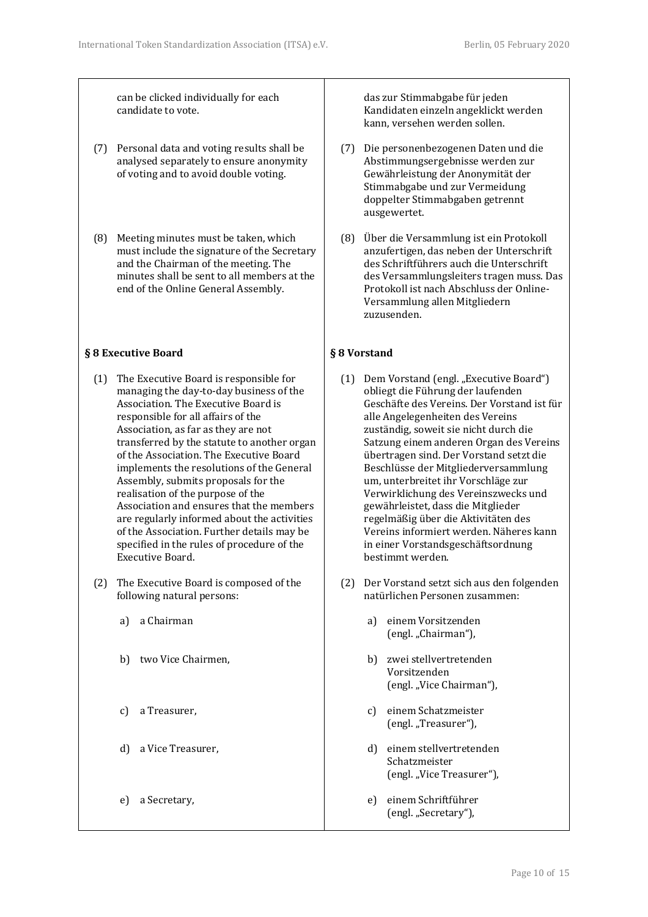can be clicked individually for each candidate to vote.

(7) Personal data and voting results shall be analysed separately to ensure anonymity of voting and to avoid double voting.

(8) Meeting minutes must be taken, which must include the signature of the Secretary and the Chairman of the meeting. The minutes shall be sent to all members at the end of the Online General Assembly.

## § 8 Executive Board

(1) The Executive Board is responsible for managing the day-to-day business of the Association. The Executive Board is responsible for all affairs of the Association, as far as they are not transferred by the statute to another organ of the Association. The Executive Board implements the resolutions of the General Assembly, submits proposals for the realisation of the purpose of the Association and ensures that the members are regularly informed about the activities of the Association. Further details may be specified in the rules of procedure of the Executive Board.

(2) The Executive Board is composed of the following natural persons:

a) a Chairman

b) two Vice Chairmen,

c) a Treasurer,

d) a Vice Treasurer,

e) a Secretary,

---

das zur Stimmabgabe für jeden Kandidaten einzeln angeklickt werden kann, versehen werden sollen.

(7) Die personenbezogenen Daten und die Abstimmungsergebnisse werden zur Gewährleistung der Anonymität der Stimmabgabe und zur Vermeidung doppelter Stimmabgaben getrennt ausgewertet.

(8) Über die Versammlung ist ein Protokoll anzufertigen, das neben der Unterschrift des Schriftführers auch die Unterschrift des Versammlungsleiters tragen muss. Das Protokoll ist nach Abschluss der Online-Versammlung allen Mitgliedern zuzusenden.

## § 8 Vorstand

(1) Dem Vorstand (engl. „Executive Board“) obliegt die Führung der laufenden Geschäfte des Vereins. Der Vorstand ist für alle Angelegenheiten des Vereins zuständig, soweit sie nicht durch die Satzung einem anderen Organ des Vereins übertragen sind. Der Vorstand setzt die Beschlüsse der Mitgliederversammlung um, unterbreitet ihr Vorschläge zur Verwirklichung des Vereinszwecks und gewährleistet, dass die Mitglieder regelmäßig über die Aktivitäten des Vereins informiert werden. Näheres kann in einer Vorstandsgeschäftsordnung bestimmt werden.

(2) Der Vorstand setzt sich aus den folgenden natürlichen Personen zusammen:

a) einem Vorsitzenden (engl. „Chairman“),

b) zwei stellvertretenden Vorsitzenden (engl. „Vice Chairman“),

c) einem Schatzmeister (engl. „Treasurer“),

d) einem stellvertretenden Schatzmeister (engl. „Vice Treasurer“),

e) einem Schriftführer (engl. „Secretary“),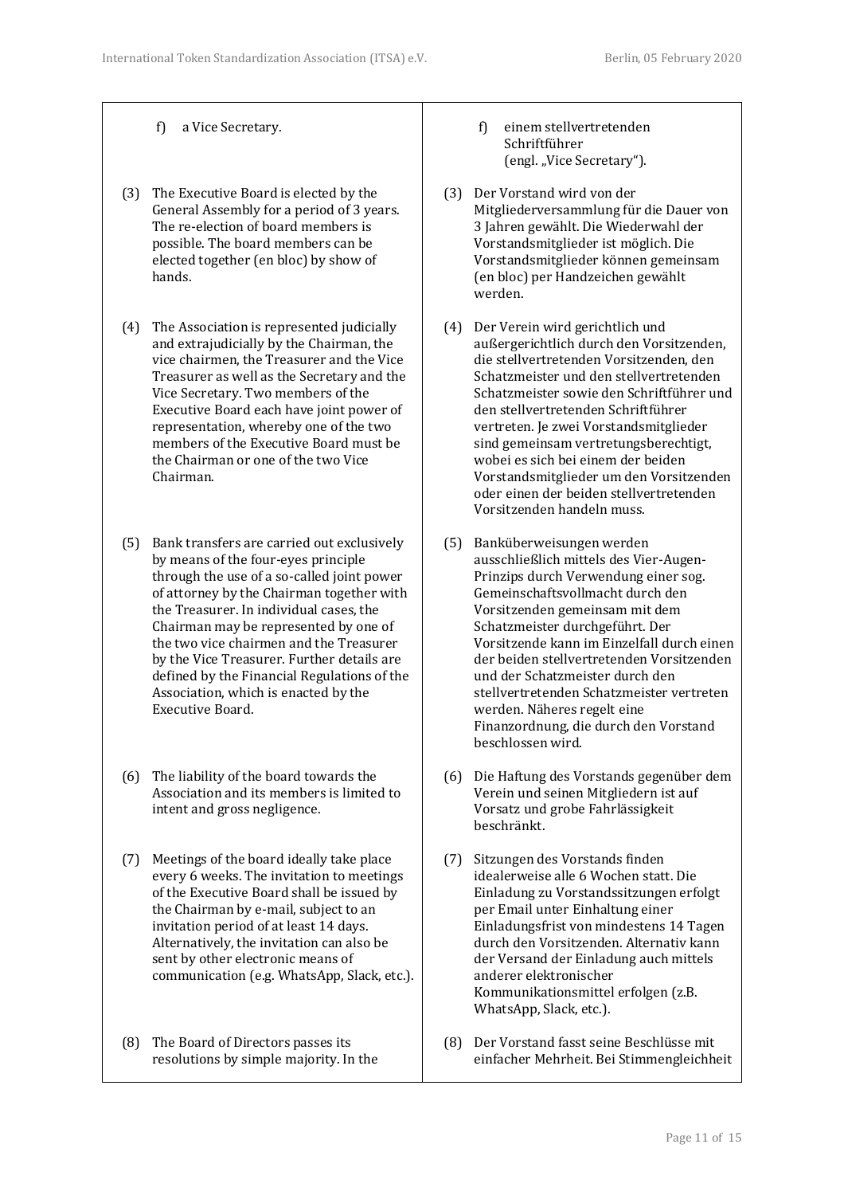| | |
|---|---|
| f) a Vice Secretary. | f) einem stellvertretenden Schriftführer (engl. „Vice Secretary"). |
| (3) The Executive Board is elected by the General Assembly for a period of 3 years. The re-election of board members is possible. The board members can be elected together (en bloc) by show of hands. | (3) Der Vorstand wird von der Mitgliederversammlung für die Dauer von 3 Jahren gewählt. Die Wiederwahl der Vorstandsmitglieder ist möglich. Die Vorstandsmitglieder können gemeinsam (en bloc) per Handzeichen gewählt werden. |
| (4) The Association is represented judicially and extrajudicially by the Chairman, the vice chairmen, the Treasurer and the Vice Treasurer as well as the Secretary and the Vice Secretary. Two members of the Executive Board each have joint power of representation, whereby one of the two members of the Executive Board must be the Chairman or one of the two Vice Chairman. | (4) Der Verein wird gerichtlich und außergerichtlich durch den Vorsitzenden, die stellvertretenden Vorsitzenden, den Schatzmeister und den stellvertretenden Schatzmeister sowie den Schriftführer und den stellvertretenden Schriftführer vertreten. Je zwei Vorstandsmitglieder sind gemeinsam vertretungsberechtigt, wobei es sich bei einem der beiden Vorstandsmitglieder um den Vorsitzenden oder einen der beiden stellvertretenden Vorsitzenden handeln muss. |
| (5) Bank transfers are carried out exclusively by means of the four-eyes principle through the use of a so-called joint power of attorney by the Chairman together with the Treasurer. In individual cases, the Chairman may be represented by one of the two vice chairmen and the Treasurer by the Vice Treasurer. Further details are defined by the Financial Regulations of the Association, which is enacted by the Executive Board. | (5) Banküberweisungen werden ausschließlich mittels des Vier-Augen-Prinzips durch Verwendung einer sog. Gemeinschaftsvollmacht durch den Vorsitzenden gemeinsam mit dem Schatzmeister durchgeführt. Der Vorsitzende kann im Einzelfall durch einen der beiden stellvertretenden Vorsitzenden und der Schatzmeister durch den stellvertretenden Schatzmeister vertreten werden. Näheres regelt eine Finanzordnung, die durch den Vorstand beschlossen wird. |
| (6) The liability of the board towards the Association and its members is limited to intent and gross negligence. | (6) Die Haftung des Vorstands gegenüber dem Verein und seinen Mitgliedern ist auf Vorsatz und grobe Fahrlässigkeit beschränkt. |
| (7) Meetings of the board ideally take place every 6 weeks. The invitation to meetings of the Executive Board shall be issued by the Chairman by e-mail, subject to an invitation period of at least 14 days. Alternatively, the invitation can also be sent by other electronic means of communication (e.g. WhatsApp, Slack, etc.). | (7) Sitzungen des Vorstands finden idealerweise alle 6 Wochen statt. Die Einladung zu Vorstandssitzungen erfolgt per Email unter Einhaltung einer Einladungsfrist von mindestens 14 Tagen durch den Vorsitzenden. Alternativ kann der Versand der Einladung auch mittels anderer elektronischer Kommunikationsmittel erfolgen (z.B. WhatsApp, Slack, etc.). |
| (8) The Board of Directors passes its resolutions by simple majority. In the | (8) Der Vorstand fasst seine Beschlüsse mit einfacher Mehrheit. Bei Stimmengleichheit |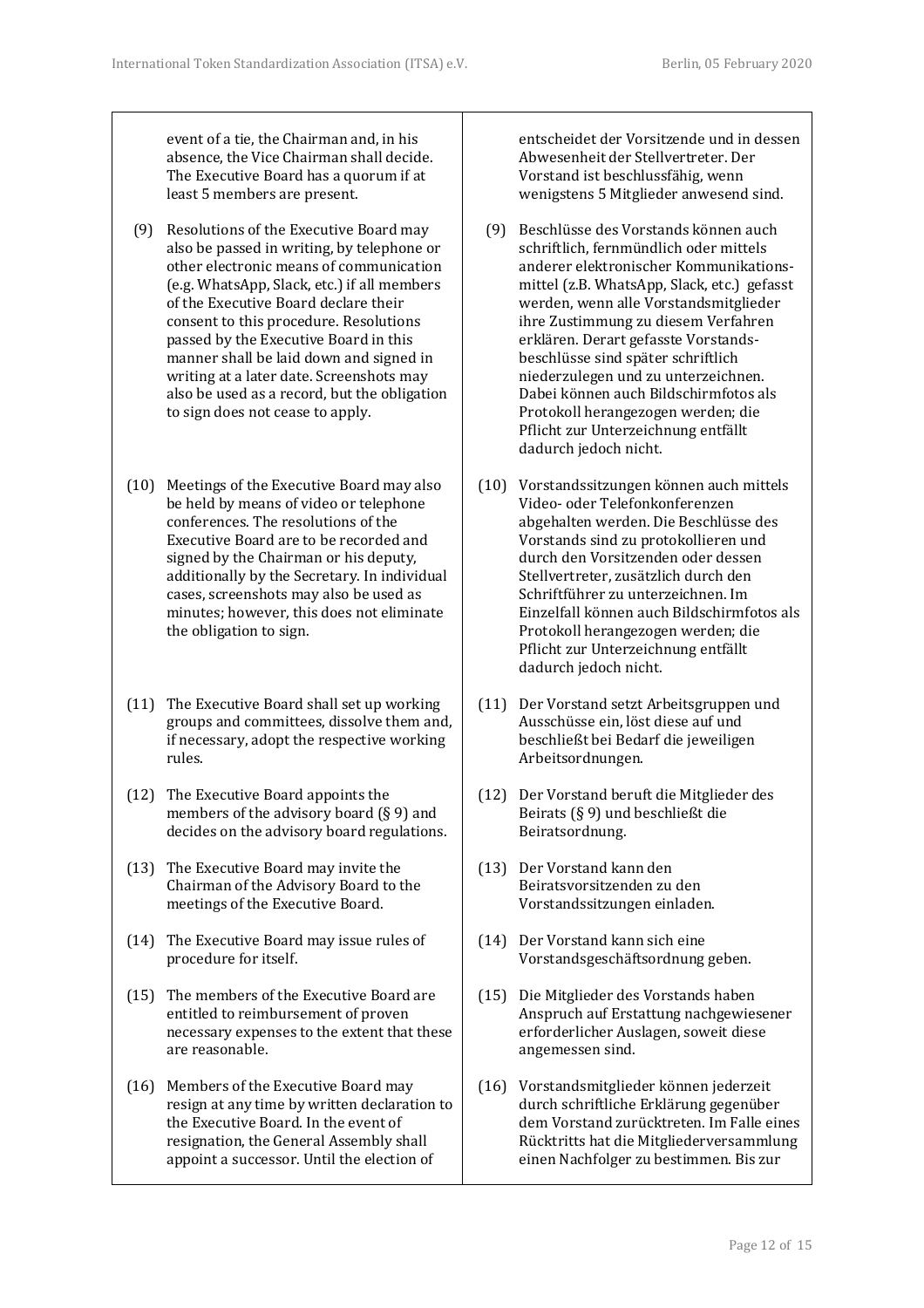| | |
|---|---|
| event of a tie, the Chairman and, in his absence, the Vice Chairman shall decide. The Executive Board has a quorum if at least 5 members are present. | entscheidet der Vorsitzende und in dessen Abwesenheit der Stellvertreter. Der Vorstand ist beschlussfähig, wenn wenigstens 5 Mitglieder anwesend sind. |
| (9) Resolutions of the Executive Board may also be passed in writing, by telephone or other electronic means of communication (e.g. WhatsApp, Slack, etc.) if all members of the Executive Board declare their consent to this procedure. Resolutions passed by the Executive Board in this manner shall be laid down and signed in writing at a later date. Screenshots may also be used as a record, but the obligation to sign does not cease to apply. | (9) Beschlüsse des Vorstands können auch schriftlich, fernmündlich oder mittels anderer elektronischer Kommunikationsmittel (z.B. WhatsApp, Slack, etc.) gefasst werden, wenn alle Vorstandsmitglieder ihre Zustimmung zu diesem Verfahren erklären. Derart gefasste Vorstandsbeschlüsse sind später schriftlich niederzulegen und zu unterzeichnen. Dabei können auch Bildschirmfotos als Protokoll herangezogen werden; die Pflicht zur Unterzeichnung entfällt dadurch jedoch nicht. |
| (10) Meetings of the Executive Board may also be held by means of video or telephone conferences. The resolutions of the Executive Board are to be recorded and signed by the Chairman or his deputy, additionally by the Secretary. In individual cases, screenshots may also be used as minutes; however, this does not eliminate the obligation to sign. | (10) Vorstandssitzungen können auch mittels Video- oder Telefonkonferenzen abgehalten werden. Die Beschlüsse des Vorstands sind zu protokollieren und durch den Vorsitzenden oder dessen Stellvertreter, zusätzlich durch den Schriftführer zu unterzeichnen. Im Einzelfall können auch Bildschirmfotos als Protokoll herangezogen werden; die Pflicht zur Unterzeichnung entfällt dadurch jedoch nicht. |
| (11) The Executive Board shall set up working groups and committees, dissolve them and, if necessary, adopt the respective working rules. | (11) Der Vorstand setzt Arbeitsgruppen und Ausschüsse ein, löst diese auf und beschließt bei Bedarf die jeweiligen Arbeitsordnungen. |
| (12) The Executive Board appoints the members of the advisory board (§ 9) and decides on the advisory board regulations. | (12) Der Vorstand beruft die Mitglieder des Beirats (§ 9) und beschließt die Beiratsordnung. |
| (13) The Executive Board may invite the Chairman of the Advisory Board to the meetings of the Executive Board. | (13) Der Vorstand kann den Beiratsvorsitzenden zu den Vorstandssitzungen einladen. |
| (14) The Executive Board may issue rules of procedure for itself. | (14) Der Vorstand kann sich eine Vorstandsgeschäftsordnung geben. |
| (15) The members of the Executive Board are entitled to reimbursement of proven necessary expenses to the extent that these are reasonable. | (15) Die Mitglieder des Vorstands haben Anspruch auf Erstattung nachgewiesener erforderlicher Auslagen, soweit diese angemessen sind. |
| (16) Members of the Executive Board may resign at any time by written declaration to the Executive Board. In the event of resignation, the General Assembly shall appoint a successor. Until the election of | (16) Vorstandsmitglieder können jederzeit durch schriftliche Erklärung gegenüber dem Vorstand zurücktreten. Im Falle eines Rücktritts hat die Mitgliederversammlung einen Nachfolger zu bestimmen. Bis zur |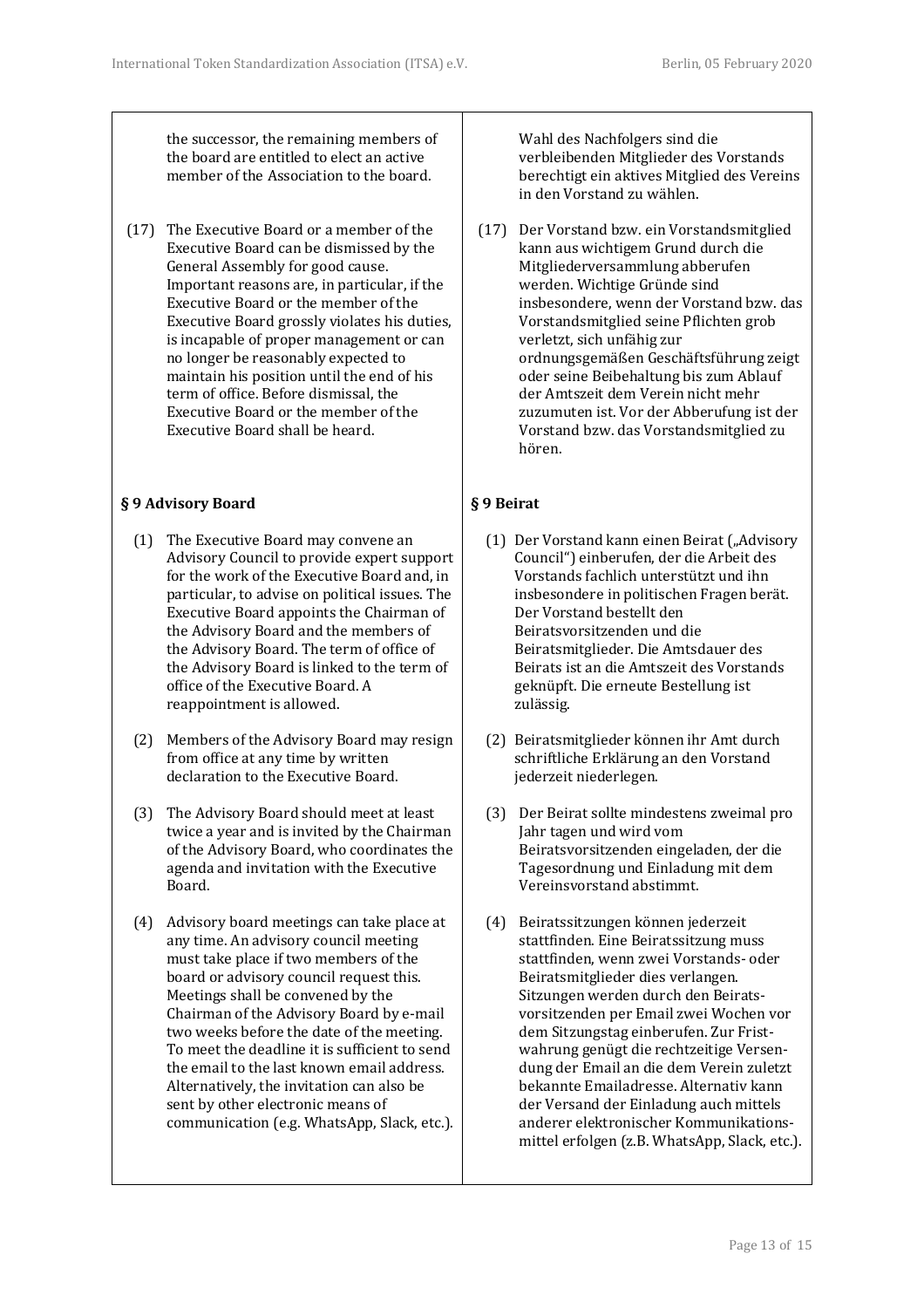the successor, the remaining members of the board are entitled to elect an active member of the Association to the board.

Wahl des Nachfolgers sind die verbleibenden Mitglieder des Vorstands berechtigt ein aktives Mitglied des Vereins in den Vorstand zu wählen.

(17) The Executive Board or a member of the Executive Board can be dismissed by the General Assembly for good cause. Important reasons are, in particular, if the Executive Board or the member of the Executive Board grossly violates his duties, is incapable of proper management or can no longer be reasonably expected to maintain his position until the end of his term of office. Before dismissal, the Executive Board or the member of the Executive Board shall be heard.

(17) Der Vorstand bzw. ein Vorstandsmitglied kann aus wichtigem Grund durch die Mitgliederversammlung abberufen werden. Wichtige Gründe sind insbesondere, wenn der Vorstand bzw. das Vorstandsmitglied seine Pflichten grob verletzt, sich unfähig zur ordnungsgemäßen Geschäftsführung zeigt oder seine Beibehaltung bis zum Ablauf der Amtszeit dem Verein nicht mehr zuzumuten ist. Vor der Abberufung ist der Vorstand bzw. das Vorstandsmitglied zu hören.

**§ 9 Advisory Board**

(1) The Executive Board may convene an Advisory Council to provide expert support for the work of the Executive Board and, in particular, to advise on political issues. The Executive Board appoints the Chairman of the Advisory Board and the members of the Advisory Board. The term of office of the Advisory Board is linked to the term of office of the Executive Board. A reappointment is allowed.

(2) Members of the Advisory Board may resign from office at any time by written declaration to the Executive Board.

(3) The Advisory Board should meet at least twice a year and is invited by the Chairman of the Advisory Board, who coordinates the agenda and invitation with the Executive Board.

(4) Advisory board meetings can take place at any time. An advisory council meeting must take place if two members of the board or advisory council request this. Meetings shall be convened by the Chairman of the Advisory Board by e-mail two weeks before the date of the meeting. To meet the deadline it is sufficient to send the email to the last known email address. Alternatively, the invitation can also be sent by other electronic means of communication (e.g. WhatsApp, Slack, etc.).

**§ 9 Beirat**

(1) Der Vorstand kann einen Beirat („Advisory Council") einberufen, der die Arbeit des Vorstands fachlich unterstützt und ihn insbesondere in politischen Fragen berät. Der Vorstand bestellt den Beiratsvorsitzenden und die Beiratsmitglieder. Die Amtsdauer des Beirats ist an die Amtszeit des Vorstands geknüpft. Die erneute Bestellung ist zulässig.

(2) Beiratsmitglieder können ihr Amt durch schriftliche Erklärung an den Vorstand jederzeit niederlegen.

(3) Der Beirat sollte mindestens zweimal pro Jahr tagen und wird vom Beiratsvorsitzenden eingeladen, der die Tagesordnung und Einladung mit dem Vereinsvorstand abstimmt.

(4) Beiratssitzungen können jederzeit stattfinden. Eine Beiratssitzung muss stattfinden, wenn zwei Vorstands- oder Beiratsmitglieder dies verlangen. Sitzungen werden durch den Beiratsvorsitzenden per Email zwei Wochen vor dem Sitzungstag einberufen. Zur Fristwahrung genügt die rechtzeitige Versendung der Email an die dem Verein zuletzt bekannte Emailadresse. Alternativ kann der Versand der Einladung auch mittels anderer elektronischer Kommunikationsmittel erfolgen (z.B. WhatsApp, Slack, etc.).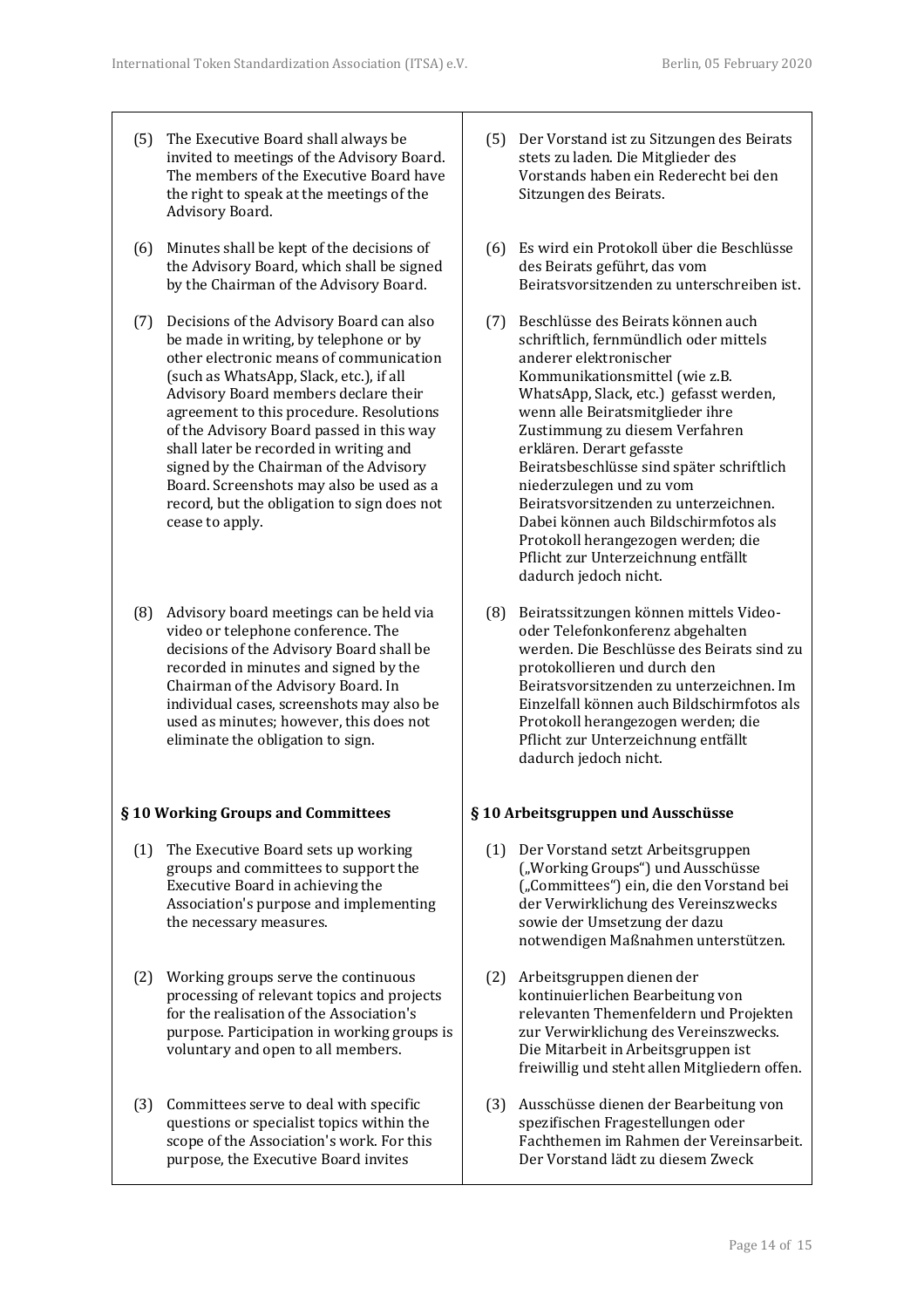| | |
|---|---|
| (5) The Executive Board shall always be invited to meetings of the Advisory Board. The members of the Executive Board have the right to speak at the meetings of the Advisory Board. | (5) Der Vorstand ist zu Sitzungen des Beirats stets zu laden. Die Mitglieder des Vorstands haben ein Rederecht bei den Sitzungen des Beirats. |
| (6) Minutes shall be kept of the decisions of the Advisory Board, which shall be signed by the Chairman of the Advisory Board. | (6) Es wird ein Protokoll über die Beschlüsse des Beirats geführt, das vom Beiratsvorsitzenden zu unterschreiben ist. |
| (7) Decisions of the Advisory Board can also be made in writing, by telephone or by other electronic means of communication (such as WhatsApp, Slack, etc.), if all Advisory Board members declare their agreement to this procedure. Resolutions of the Advisory Board passed in this way shall later be recorded in writing and signed by the Chairman of the Advisory Board. Screenshots may also be used as a record, but the obligation to sign does not cease to apply. | (7) Beschlüsse des Beirats können auch schriftlich, fernmündlich oder mittels anderer elektronischer Kommunikationsmittel (wie z.B. WhatsApp, Slack, etc.) gefasst werden, wenn alle Beiratsmitglieder ihre Zustimmung zu diesem Verfahren erklären. Derart gefasste Beiratsbeschlüsse sind später schriftlich niederzulegen und zu vom Beiratsvorsitzenden zu unterzeichnen. Dabei können auch Bildschirmfotos als Protokoll herangezogen werden; die Pflicht zur Unterzeichnung entfällt dadurch jedoch nicht. |
| (8) Advisory board meetings can be held via video or telephone conference. The decisions of the Advisory Board shall be recorded in minutes and signed by the Chairman of the Advisory Board. In individual cases, screenshots may also be used as minutes; however, this does not eliminate the obligation to sign. | (8) Beiratssitzungen können mittels Video- oder Telefonkonferenz abgehalten werden. Die Beschlüsse des Beirats sind zu protokollieren und durch den Beiratsvorsitzenden zu unterzeichnen. Im Einzelfall können auch Bildschirmfotos als Protokoll herangezogen werden; die Pflicht zur Unterzeichnung entfällt dadurch jedoch nicht. |
| **§ 10 Working Groups and Committees** | **§ 10 Arbeitsgruppen und Ausschüsse** |
| (1) The Executive Board sets up working groups and committees to support the Executive Board in achieving the Association's purpose and implementing the necessary measures. | (1) Der Vorstand setzt Arbeitsgruppen („Working Groups") und Ausschüsse („Committees") ein, die den Vorstand bei der Verwirklichung des Vereinszwecks sowie der Umsetzung der dazu notwendigen Maßnahmen unterstützen. |
| (2) Working groups serve the continuous processing of relevant topics and projects for the realisation of the Association's purpose. Participation in working groups is voluntary and open to all members. | (2) Arbeitsgruppen dienen der kontinuierlichen Bearbeitung von relevanten Themenfeldern und Projekten zur Verwirklichung des Vereinszwecks. Die Mitarbeit in Arbeitsgruppen ist freiwillig und steht allen Mitgliedern offen. |
| (3) Committees serve to deal with specific questions or specialist topics within the scope of the Association's work. For this purpose, the Executive Board invites | (3) Ausschüsse dienen der Bearbeitung von spezifischen Fragestellungen oder Fachthemen im Rahmen der Vereinsarbeit. Der Vorstand lädt zu diesem Zweck |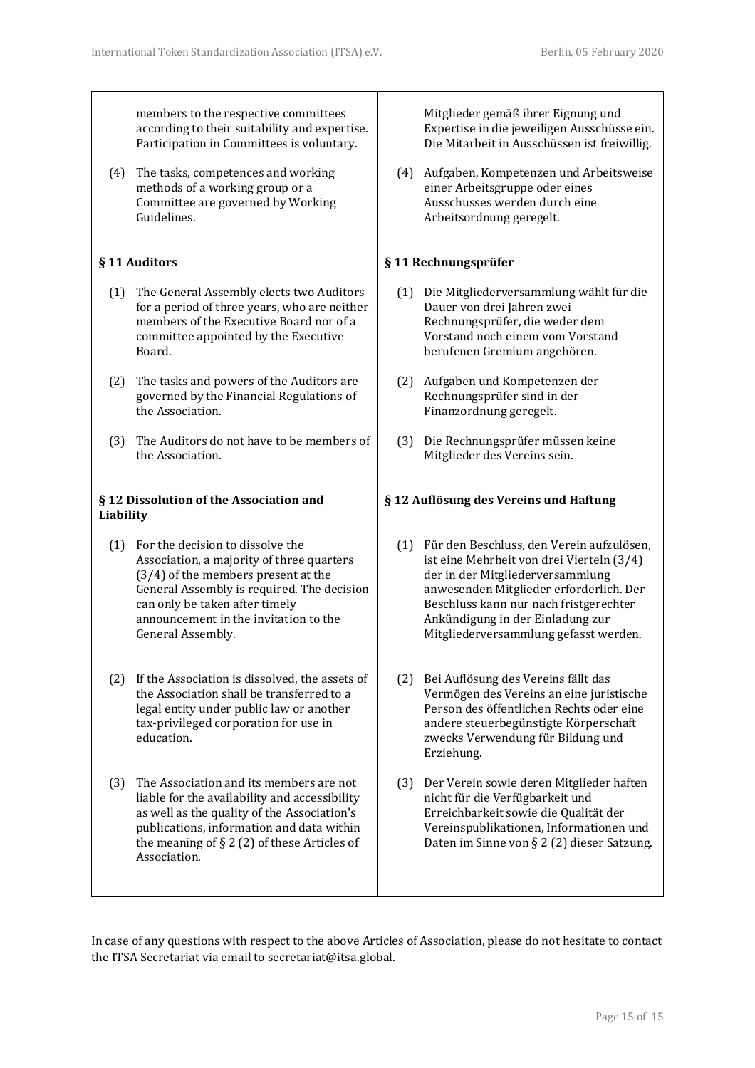members to the respective committees according to their suitability and expertise. Participation in Committees is voluntary.

(4) The tasks, competences and working methods of a working group or a Committee are governed by Working Guidelines.

### § 11 Auditors

(1) The General Assembly elects two Auditors for a period of three years, who are neither members of the Executive Board nor of a committee appointed by the Executive Board.

(2) The tasks and powers of the Auditors are governed by the Financial Regulations of the Association.

(3) The Auditors do not have to be members of the Association.

### § 12 Dissolution of the Association and Liability

(1) For the decision to dissolve the Association, a majority of three quarters (3/4) of the members present at the General Assembly is required. The decision can only be taken after timely announcement in the invitation to the General Assembly.

(2) If the Association is dissolved, the assets of the Association shall be transferred to a legal entity under public law or another tax-privileged corporation for use in education.

(3) The Association and its members are not liable for the availability and accessibility as well as the quality of the Association's publications, information and data within the meaning of § 2 (2) of these Articles of Association.

---

Mitglieder gemäß ihrer Eignung und Expertise in die jeweiligen Ausschüsse ein. Die Mitarbeit in Ausschüssen ist freiwillig.

(4) Aufgaben, Kompetenzen und Arbeitsweise einer Arbeitsgruppe oder eines Ausschusses werden durch eine Arbeitsordnung geregelt.

### § 11 Rechnungsprüfer

(1) Die Mitgliederversammlung wählt für die Dauer von drei Jahren zwei Rechnungsprüfer, die weder dem Vorstand noch einem vom Vorstand berufenen Gremium angehören.

(2) Aufgaben und Kompetenzen der Rechnungsprüfer sind in der Finanzordnung geregelt.

(3) Die Rechnungsprüfer müssen keine Mitglieder des Vereins sein.

### § 12 Auflösung des Vereins und Haftung

(1) Für den Beschluss, den Verein aufzulösen, ist eine Mehrheit von drei Vierteln (3/4) der in der Mitgliederversammlung anwesenden Mitglieder erforderlich. Der Beschluss kann nur nach fristgerechter Ankündigung in der Einladung zur Mitgliederversammlung gefasst werden.

(2) Bei Auflösung des Vereins fällt das Vermögen des Vereins an eine juristische Person des öffentlichen Rechts oder eine andere steuerbegünstigte Körperschaft zwecks Verwendung für Bildung und Erziehung.

(3) Der Verein sowie deren Mitglieder haften nicht für die Verfügbarkeit und Erreichbarkeit sowie die Qualität der Vereinspublikationen, Informationen und Daten im Sinne von § 2 (2) dieser Satzung.

---

In case of any questions with respect to the above Articles of Association, please do not hesitate to contact the ITSA Secretariat via email to secretariat@itsa.global.